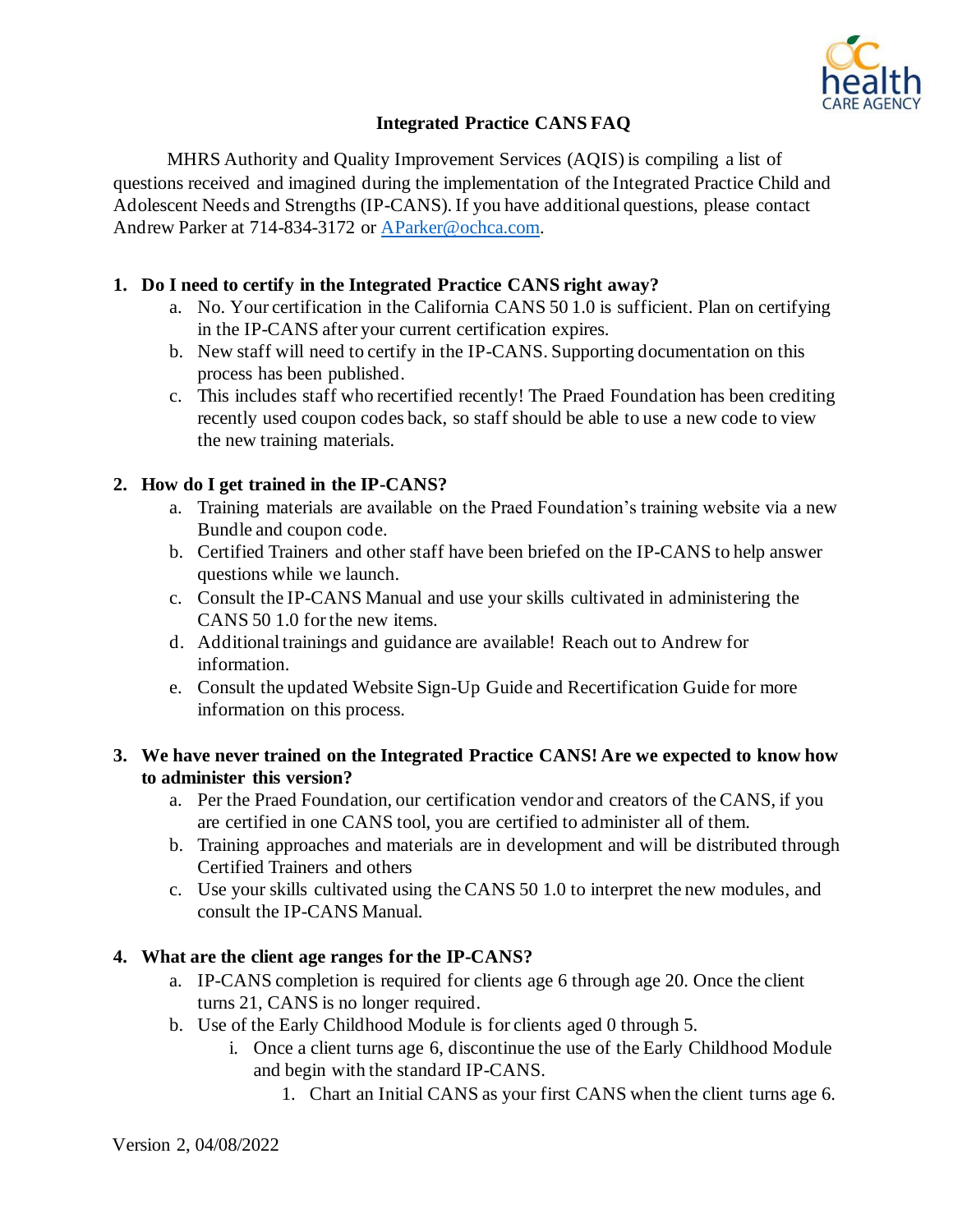# Integrated Practice CANS FAQ

MHRS Authority and Quality Improvement Services (AQIS) is compiling a list of questions received and imagined during the implementation of the Integrated Practice Child and Adolescent Needs and Strengths (IP-CANS). If you have additional questions, please contact Andrew Parker at 714-834-3172 or [AParker@ochca.com](mailto:AParker@ochca.com).

1. **Do I need to certify in the Integrated Practice CANS right away?**
   a. No. Your certification in the California CANS 50 1.0 is sufficient. Plan on certifying in the IP-CANS after your current certification expires.
   b. New staff will need to certify in the IP-CANS. Supporting documentation on this process has been published.
   c. This includes staff who recertified recently! The Praed Foundation has been crediting recently used coupon codes back, so staff should be able to use a new code to view the new training materials.

2. **How do I get trained in the IP-CANS?**
   a. Training materials are available on the Praed Foundation's training website via a new Bundle and coupon code.
   b. Certified Trainers and other staff have been briefed on the IP-CANS to help answer questions while we launch.
   c. Consult the IP-CANS Manual and use your skills cultivated in administering the CANS 50 1.0 for the new items.
   d. Additional trainings and guidance are available! Reach out to Andrew for information.
   e. Consult the updated Website Sign-Up Guide and Recertification Guide for more information on this process.

3. **We have never trained on the Integrated Practice CANS! Are we expected to know how to administer this version?**
   a. Per the Praed Foundation, our certification vendor and creators of the CANS, if you are certified in one CANS tool, you are certified to administer all of them.
   b. Training approaches and materials are in development and will be distributed through Certified Trainers and others
   c. Use your skills cultivated using the CANS 50 1.0 to interpret the new modules, and consult the IP-CANS Manual.

4. **What are the client age ranges for the IP-CANS?**
   a. IP-CANS completion is required for clients age 6 through age 20. Once the client turns 21, CANS is no longer required.
   b. Use of the Early Childhood Module is for clients aged 0 through 5.
      i. Once a client turns age 6, discontinue the use of the Early Childhood Module and begin with the standard IP-CANS.
         1. Chart an Initial CANS as your first CANS when the client turns age 6.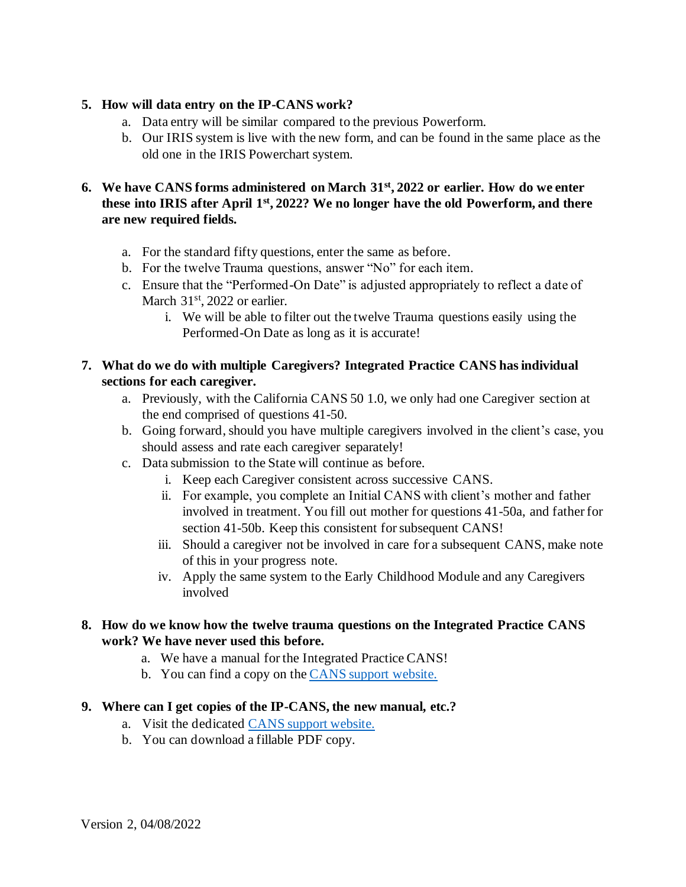5. **How will data entry on the IP-CANS work?**
    a. Data entry will be similar compared to the previous Powerform.
    b. Our IRIS system is live with the new form, and can be found in the same place as the old one in the IRIS Powerchart system.

6. **We have CANS forms administered on March 31st, 2022 or earlier. How do we enter these into IRIS after April 1st, 2022? We no longer have the old Powerform, and there are new required fields.**

    a. For the standard fifty questions, enter the same as before.
    b. For the twelve Trauma questions, answer "No" for each item.
    c. Ensure that the "Performed-On Date" is adjusted appropriately to reflect a date of March 31st, 2022 or earlier.
        i. We will be able to filter out the twelve Trauma questions easily using the Performed-On Date as long as it is accurate!

7. **What do we do with multiple Caregivers? Integrated Practice CANS has individual sections for each caregiver.**
    a. Previously, with the California CANS 50 1.0, we only had one Caregiver section at the end comprised of questions 41-50.
    b. Going forward, should you have multiple caregivers involved in the client's case, you should assess and rate each caregiver separately!
    c. Data submission to the State will continue as before.
        i. Keep each Caregiver consistent across successive CANS.
        ii. For example, you complete an Initial CANS with client's mother and father involved in treatment. You fill out mother for questions 41-50a, and father for section 41-50b. Keep this consistent for subsequent CANS!
        iii. Should a caregiver not be involved in care for a subsequent CANS, make note of this in your progress note.
        iv. Apply the same system to the Early Childhood Module and any Caregivers involved

8. **How do we know how the twelve trauma questions on the Integrated Practice CANS work? We have never used this before.**
    a. We have a manual for the Integrated Practice CANS!
    b. You can find a copy on the CANS support website.

9. **Where can I get copies of the IP-CANS, the new manual, etc.?**
    a. Visit the dedicated CANS support website.
    b. You can download a fillable PDF copy.

Version 2, 04/08/2022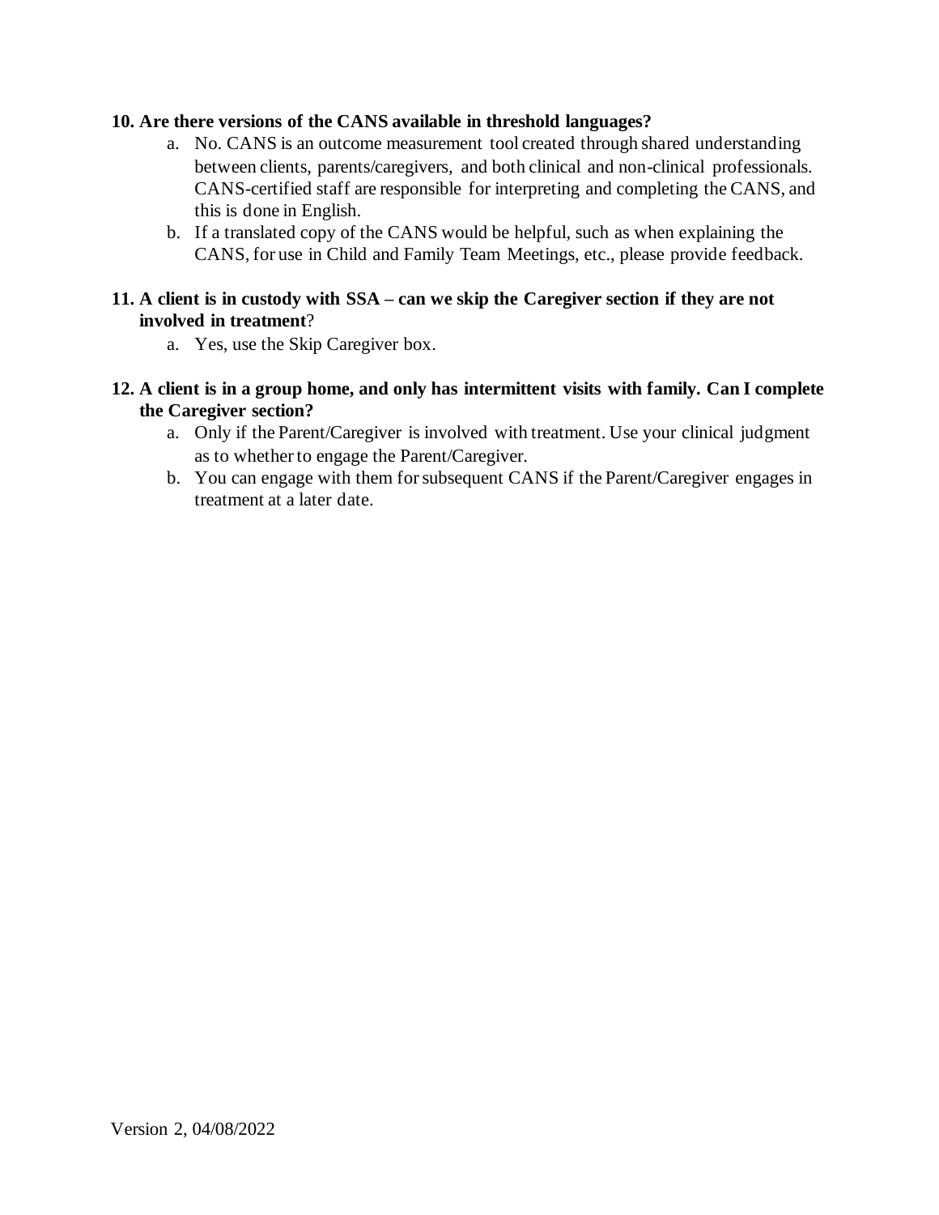**10. Are there versions of the CANS available in threshold languages?**

a. No. CANS is an outcome measurement tool created through shared understanding between clients, parents/caregivers, and both clinical and non-clinical professionals. CANS-certified staff are responsible for interpreting and completing the CANS, and this is done in English.

b. If a translated copy of the CANS would be helpful, such as when explaining the CANS, for use in Child and Family Team Meetings, etc., please provide feedback.

**11. A client is in custody with SSA – can we skip the Caregiver section if they are not involved in treatment**?

a. Yes, use the Skip Caregiver box.

**12. A client is in a group home, and only has intermittent visits with family. Can I complete the Caregiver section?**

a. Only if the Parent/Caregiver is involved with treatment. Use your clinical judgment as to whether to engage the Parent/Caregiver.

b. You can engage with them for subsequent CANS if the Parent/Caregiver engages in treatment at a later date.

Version 2, 04/08/2022